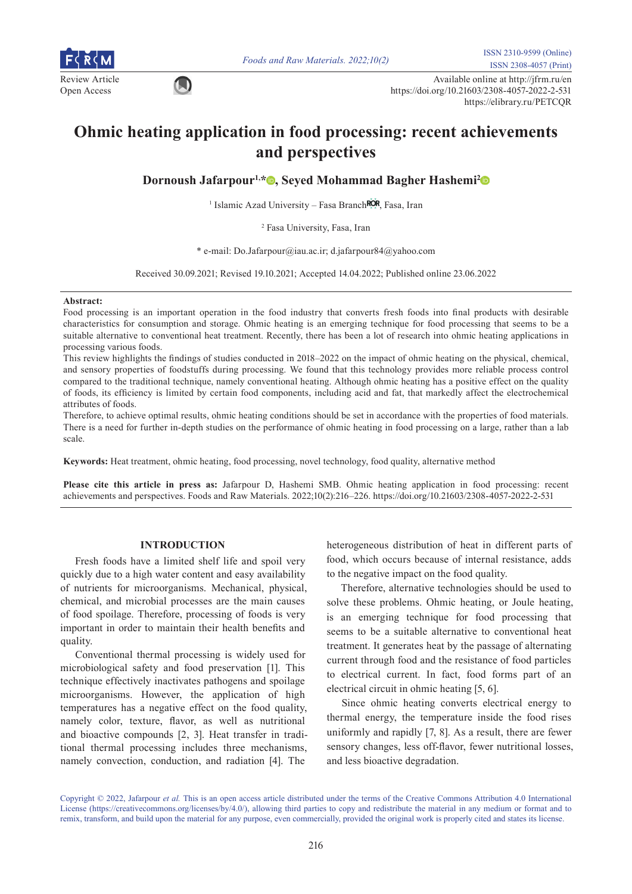Review Article
Open Access

Available online at http://jfrm.ru/en
https://doi.org/10.21603/2308-4057-2022-2-531
https://elibrary.ru/PETCQR

# Ohmic heating application in food processing: recent achievements and perspectives

**Dornoush Jafarpour[1,*], Seyed Mohammad Bagher Hashemi[2]**

[1] Islamic Azad University – Fasa Branch, Fasa, Iran

[2] Fasa University, Fasa, Iran

* e-mail: Do.Jafarpour@iau.ac.ir; d.jafarpour84@yahoo.com

Received 30.09.2021; Revised 19.10.2021; Accepted 14.04.2022; Published online 23.06.2022

**Abstract:**
Food processing is an important operation in the food industry that converts fresh foods into final products with desirable characteristics for consumption and storage. Ohmic heating is an emerging technique for food processing that seems to be a suitable alternative to conventional heat treatment. Recently, there has been a lot of research into ohmic heating applications in processing various foods.
This review highlights the findings of studies conducted in 2018–2022 on the impact of ohmic heating on the physical, chemical, and sensory properties of foodstuffs during processing. We found that this technology provides more reliable process control compared to the traditional technique, namely conventional heating. Although ohmic heating has a positive effect on the quality of foods, its efficiency is limited by certain food components, including acid and fat, that markedly affect the electrochemical attributes of foods.
Therefore, to achieve optimal results, ohmic heating conditions should be set in accordance with the properties of food materials. There is a need for further in-depth studies on the performance of ohmic heating in food processing on a large, rather than a lab scale.

**Keywords:** Heat treatment, ohmic heating, food processing, novel technology, food quality, alternative method

**Please cite this article in press as:** Jafarpour D, Hashemi SMB. Ohmic heating application in food processing: recent achievements and perspectives. Foods and Raw Materials. 2022;10(2):216–226. https://doi.org/10.21603/2308-4057-2022-2-531

## INTRODUCTION

Fresh foods have a limited shelf life and spoil very quickly due to a high water content and easy availability of nutrients for microorganisms. Mechanical, physical, chemical, and microbial processes are the main causes of food spoilage. Therefore, processing of foods is very important in order to maintain their health benefits and quality.

Conventional thermal processing is widely used for microbiological safety and food preservation [1]. This technique effectively inactivates pathogens and spoilage microorganisms. However, the application of high temperatures has a negative effect on the food quality, namely color, texture, flavor, as well as nutritional and bioactive compounds [2, 3]. Heat transfer in traditional thermal processing includes three mechanisms, namely convection, conduction, and radiation [4]. The heterogeneous distribution of heat in different parts of food, which occurs because of internal resistance, adds to the negative impact on the food quality.

Therefore, alternative technologies should be used to solve these problems. Ohmic heating, or Joule heating, is an emerging technique for food processing that seems to be a suitable alternative to conventional heat treatment. It generates heat by the passage of alternating current through food and the resistance of food particles to electrical current. In fact, food forms part of an electrical circuit in ohmic heating [5, 6].

Since ohmic heating converts electrical energy to thermal energy, the temperature inside the food rises uniformly and rapidly [7, 8]. As a result, there are fewer sensory changes, less off-flavor, fewer nutritional losses, and less bioactive degradation.

Copyright © 2022, Jafarpour *et al.* This is an open access article distributed under the terms of the Creative Commons Attribution 4.0 International License (https://creativecommons.org/licenses/by/4.0/), allowing third parties to copy and redistribute the material in any medium or format and to remix, transform, and build upon the material for any purpose, even commercially, provided the original work is properly cited and states its license.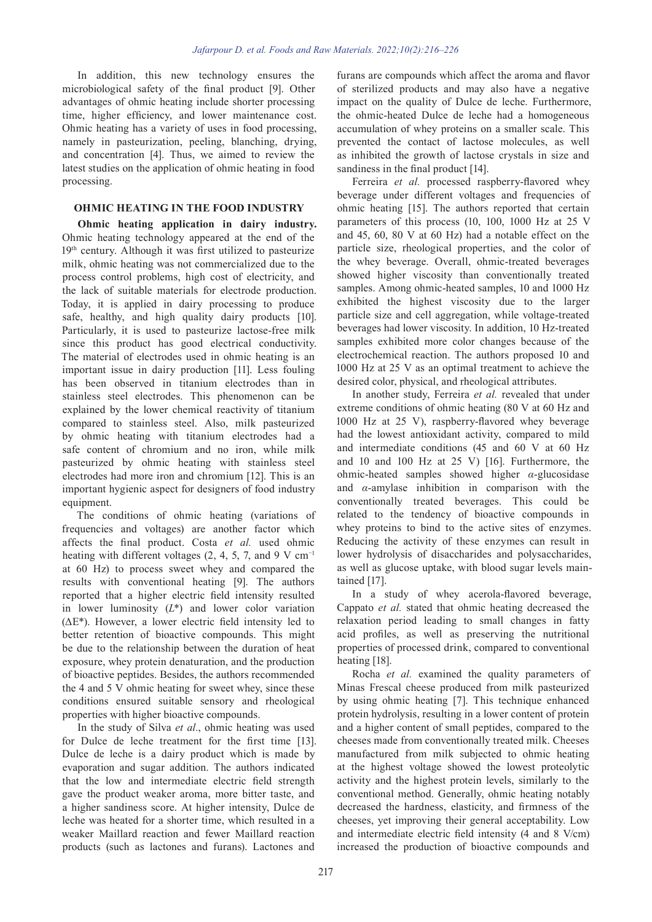In addition, this new technology ensures the microbiological safety of the final product [9]. Other advantages of ohmic heating include shorter processing time, higher efficiency, and lower maintenance cost. Ohmic heating has a variety of uses in food processing, namely in pasteurization, peeling, blanching, drying, and concentration [4]. Thus, we aimed to review the latest studies on the application of ohmic heating in food processing.

## OHMIC HEATING IN THE FOOD INDUSTRY

**Ohmic heating application in dairy industry.** Ohmic heating technology appeared at the end of the 19th century. Although it was first utilized to pasteurize milk, ohmic heating was not commercialized due to the process control problems, high cost of electricity, and the lack of suitable materials for electrode production. Today, it is applied in dairy processing to produce safe, healthy, and high quality dairy products [10]. Particularly, it is used to pasteurize lactose-free milk since this product has good electrical conductivity. The material of electrodes used in ohmic heating is an important issue in dairy production [11]. Less fouling has been observed in titanium electrodes than in stainless steel electrodes. This phenomenon can be explained by the lower chemical reactivity of titanium compared to stainless steel. Also, milk pasteurized by ohmic heating with titanium electrodes had a safe content of chromium and no iron, while milk pasteurized by ohmic heating with stainless steel electrodes had more iron and chromium [12]. This is an important hygienic aspect for designers of food industry equipment.

The conditions of ohmic heating (variations of frequencies and voltages) are another factor which affects the final product. Costa *et al.* used ohmic heating with different voltages (2, 4, 5, 7, and 9 V $cm^{-1}$ at 60 Hz) to process sweet whey and compared the results with conventional heating [9]. The authors reported that a higher electric field intensity resulted in lower luminosity ($L^*$) and lower color variation ($\Delta E^*$). However, a lower electric field intensity led to better retention of bioactive compounds. This might be due to the relationship between the duration of heat exposure, whey protein denaturation, and the production of bioactive peptides. Besides, the authors recommended the 4 and 5 V ohmic heating for sweet whey, since these conditions ensured suitable sensory and rheological properties with higher bioactive compounds.

In the study of Silva *et al*., ohmic heating was used for Dulce de leche treatment for the first time [13]. Dulce de leche is a dairy product which is made by evaporation and sugar addition. The authors indicated that the low and intermediate electric field strength gave the product weaker aroma, more bitter taste, and a higher sandiness score. At higher intensity, Dulce de leche was heated for a shorter time, which resulted in a weaker Maillard reaction and fewer Maillard reaction products (such as lactones and furans). Lactones and furans are compounds which affect the aroma and flavor of sterilized products and may also have a negative impact on the quality of Dulce de leche. Furthermore, the ohmic-heated Dulce de leche had a homogeneous accumulation of whey proteins on a smaller scale. This prevented the contact of lactose molecules, as well as inhibited the growth of lactose crystals in size and sandiness in the final product [14].

Ferreira *et al.* processed raspberry-flavored whey beverage under different voltages and frequencies of ohmic heating [15]. The authors reported that certain parameters of this process (10, 100, 1000 Hz at 25 V and 45, 60, 80 V at 60 Hz) had a notable effect on the particle size, rheological properties, and the color of the whey beverage. Overall, ohmic-treated beverages showed higher viscosity than conventionally treated samples. Among ohmic-heated samples, 10 and 1000 Hz exhibited the highest viscosity due to the larger particle size and cell aggregation, while voltage-treated beverages had lower viscosity. In addition, 10 Hz-treated samples exhibited more color changes because of the electrochemical reaction. The authors proposed 10 and 1000 Hz at 25 V as an optimal treatment to achieve the desired color, physical, and rheological attributes.

In another study, Ferreira *et al.* revealed that under extreme conditions of ohmic heating (80 V at 60 Hz and 1000 Hz at 25 V), raspberry-flavored whey beverage had the lowest antioxidant activity, compared to mild and intermediate conditions (45 and 60 V at 60 Hz and 10 and 100 Hz at 25 V) [16]. Furthermore, the ohmic-heated samples showed higher $\alpha$-glucosidase and $\alpha$-amylase inhibition in comparison with the conventionally treated beverages. This could be related to the tendency of bioactive compounds in whey proteins to bind to the active sites of enzymes. Reducing the activity of these enzymes can result in lower hydrolysis of disaccharides and polysaccharides, as well as glucose uptake, with blood sugar levels maintained [17].

In a study of whey acerola-flavored beverage, Cappato *et al.* stated that ohmic heating decreased the relaxation period leading to small changes in fatty acid profiles, as well as preserving the nutritional properties of processed drink, compared to conventional heating [18].

Rocha *et al.* examined the quality parameters of Minas Frescal cheese produced from milk pasteurized by using ohmic heating [7]. This technique enhanced protein hydrolysis, resulting in a lower content of protein and a higher content of small peptides, compared to the cheeses made from conventionally treated milk. Cheeses manufactured from milk subjected to ohmic heating at the highest voltage showed the lowest proteolytic activity and the highest protein levels, similarly to the conventional method. Generally, ohmic heating notably decreased the hardness, elasticity, and firmness of the cheeses, yet improving their general acceptability. Low and intermediate electric field intensity (4 and 8 V/cm) increased the production of bioactive compounds and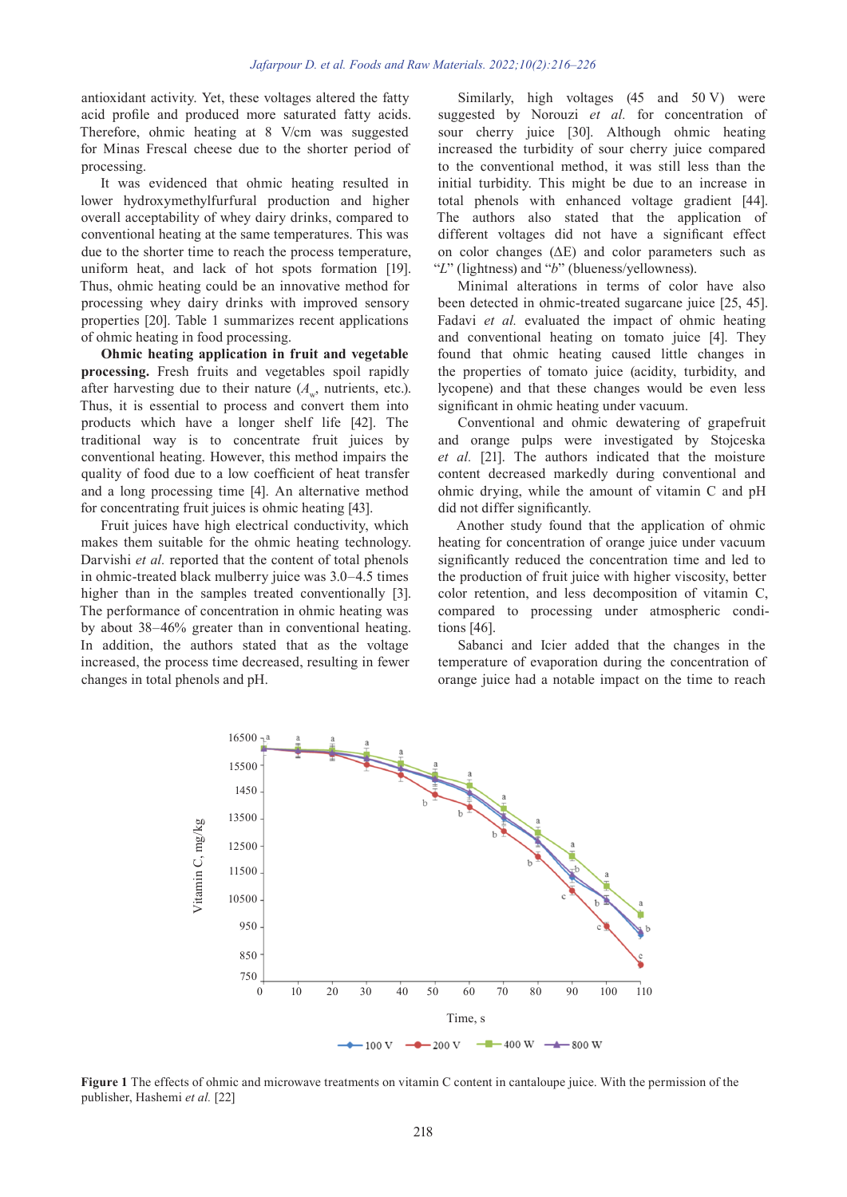antioxidant activity. Yet, these voltages altered the fatty acid profile and produced more saturated fatty acids. Therefore, ohmic heating at 8 V/cm was suggested for Minas Frescal cheese due to the shorter period of processing.

It was evidenced that ohmic heating resulted in lower hydroxymethylfurfural production and higher overall acceptability of whey dairy drinks, compared to conventional heating at the same temperatures. This was due to the shorter time to reach the process temperature, uniform heat, and lack of hot spots formation [19]. Thus, ohmic heating could be an innovative method for processing whey dairy drinks with improved sensory properties [20]. Table 1 summarizes recent applications of ohmic heating in food processing.

**Ohmic heating application in fruit and vegetable processing.** Fresh fruits and vegetables spoil rapidly after harvesting due to their nature ($A_w$, nutrients, etc.). Thus, it is essential to process and convert them into products which have a longer shelf life [42]. The traditional way is to concentrate fruit juices by conventional heating. However, this method impairs the quality of food due to a low coefficient of heat transfer and a long processing time [4]. An alternative method for concentrating fruit juices is ohmic heating [43].

Fruit juices have high electrical conductivity, which makes them suitable for the ohmic heating technology. Darvishi *et al.* reported that the content of total phenols in ohmic-treated black mulberry juice was 3.0–4.5 times higher than in the samples treated conventionally [3]. The performance of concentration in ohmic heating was by about 38–46% greater than in conventional heating. In addition, the authors stated that as the voltage increased, the process time decreased, resulting in fewer changes in total phenols and pH.

Similarly, high voltages (45 and 50 V) were suggested by Norouzi *et al.* for concentration of sour cherry juice [30]. Although ohmic heating increased the turbidity of sour cherry juice compared to the conventional method, it was still less than the initial turbidity. This might be due to an increase in total phenols with enhanced voltage gradient [44]. The authors also stated that the application of different voltages did not have a significant effect on color changes (ΔE) and color parameters such as "*L*" (lightness) and "*b*" (blueness/yellowness).

Minimal alterations in terms of color have also been detected in ohmic-treated sugarcane juice [25, 45]. Fadavi *et al.* evaluated the impact of ohmic heating and conventional heating on tomato juice [4]. They found that ohmic heating caused little changes in the properties of tomato juice (acidity, turbidity, and lycopene) and that these changes would be even less significant in ohmic heating under vacuum.

Conventional and ohmic dewatering of grapefruit and orange pulps were investigated by Stojceska *et al.* [21]. The authors indicated that the moisture content decreased markedly during conventional and ohmic drying, while the amount of vitamin C and pH did not differ significantly.

Another study found that the application of ohmic heating for concentration of orange juice under vacuum significantly reduced the concentration time and led to the production of fruit juice with higher viscosity, better color retention, and less decomposition of vitamin C, compared to processing under atmospheric conditions [46].

Sabanci and Icier added that the changes in the temperature of evaporation during the concentration of orange juice had a notable impact on the time to reach

**Figure 1** The effects of ohmic and microwave treatments on vitamin C content in cantaloupe juice. With the permission of the publisher, Hashemi *et al.* [22]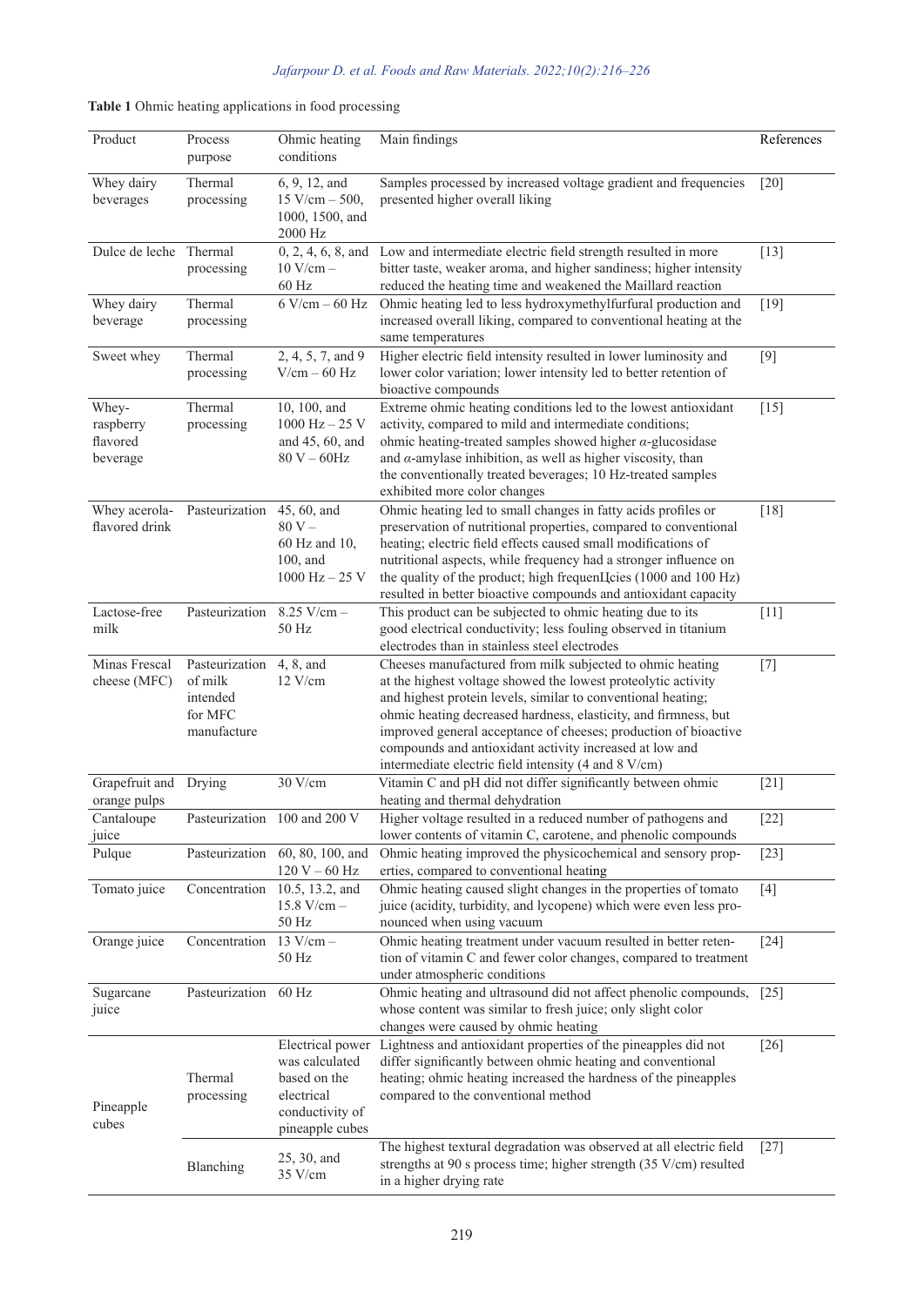**Table 1** Ohmic heating applications in food processing

| Product | Process purpose | Ohmic heating conditions | Main findings | References |
|---|---|---|---|---|
| Whey dairy beverages | Thermal processing | 6, 9, 12, and 15 V/cm – 500, 1000, 1500, and 2000 Hz | Samples processed by increased voltage gradient and frequencies presented higher overall liking | [20] |
| Dulce de leche | Thermal processing | 0, 2, 4, 6, 8, and 10 V/cm – 60 Hz | Low and intermediate electric field strength resulted in more bitter taste, weaker aroma, and higher sandiness; higher intensity reduced the heating time and weakened the Maillard reaction | [13] |
| Whey dairy beverage | Thermal processing | 6 V/cm – 60 Hz | Ohmic heating led to less hydroxymethylfurfural production and increased overall liking, compared to conventional heating at the same temperatures | [19] |
| Sweet whey | Thermal processing | 2, 4, 5, 7, and 9 V/cm – 60 Hz | Higher electric field intensity resulted in lower luminosity and lower color variation; lower intensity led to better retention of bioactive compounds | [9] |
| Whey-raspberry flavored beverage | Thermal processing | 10, 100, and 1000 Hz – 25 V and 45, 60, and 80 V – 60Hz | Extreme ohmic heating conditions led to the lowest antioxidant activity, compared to mild and intermediate conditions; ohmic heating-treated samples showed higher α-glucosidase and α-amylase inhibition, as well as higher viscosity, than the conventionally treated beverages; 10 Hz-treated samples exhibited more color changes | [15] |
| Whey acerola-flavored drink | Pasteurization | 45, 60, and 80 V – 60 Hz and 10, 100, and 1000 Hz – 25 V | Ohmic heating led to small changes in fatty acids profiles or preservation of nutritional properties, compared to conventional heating; electric field effects caused small modifications of nutritional aspects, while frequency had a stronger influence on the quality of the product; high frequenЦcies (1000 and 100 Hz) resulted in better bioactive compounds and antioxidant capacity | [18] |
| Lactose-free milk | Pasteurization | 8.25 V/cm – 50 Hz | This product can be subjected to ohmic heating due to its good electrical conductivity; less fouling observed in titanium electrodes than in stainless steel electrodes | [11] |
| Minas Frescal cheese (MFC) | Pasteurization of milk intended for MFC manufacture | 4, 8, and 12 V/cm | Cheeses manufactured from milk subjected to ohmic heating at the highest voltage showed the lowest proteolytic activity and highest protein levels, similar to conventional heating; ohmic heating decreased hardness, elasticity, and firmness, but improved general acceptance of cheeses; production of bioactive compounds and antioxidant activity increased at low and intermediate electric field intensity (4 and 8 V/cm) | [7] |
| Grapefruit and orange pulps | Drying | 30 V/cm | Vitamin C and pH did not differ significantly between ohmic heating and thermal dehydration | [21] |
| Cantaloupe juice | Pasteurization | 100 and 200 V | Higher voltage resulted in a reduced number of pathogens and lower contents of vitamin C, carotene, and phenolic compounds | [22] |
| Pulque | Pasteurization | 60, 80, 100, and 120 V – 60 Hz | Ohmic heating improved the physicochemical and sensory properties, compared to conventional heating | [23] |
| Tomato juice | Concentration | 10.5, 13.2, and 15.8 V/cm – 50 Hz | Ohmic heating caused slight changes in the properties of tomato juice (acidity, turbidity, and lycopene) which were even less pronounced when using vacuum | [4] |
| Orange juice | Concentration | 13 V/cm – 50 Hz | Ohmic heating treatment under vacuum resulted in better retention of vitamin C and fewer color changes, compared to treatment under atmospheric conditions | [24] |
| Sugarcane juice | Pasteurization | 60 Hz | Ohmic heating and ultrasound did not affect phenolic compounds, whose content was similar to fresh juice; only slight color changes were caused by ohmic heating | [25] |
| Pineapple cubes | Thermal processing | Electrical power was calculated based on the electrical conductivity of pineapple cubes | Lightness and antioxidant properties of the pineapples did not differ significantly between ohmic heating and conventional heating; ohmic heating increased the hardness of the pineapples compared to the conventional method | [26] |
| | Blanching | 25, 30, and 35 V/cm | The highest textural degradation was observed at all electric field strengths at 90 s process time; higher strength (35 V/cm) resulted in a higher drying rate | [27] |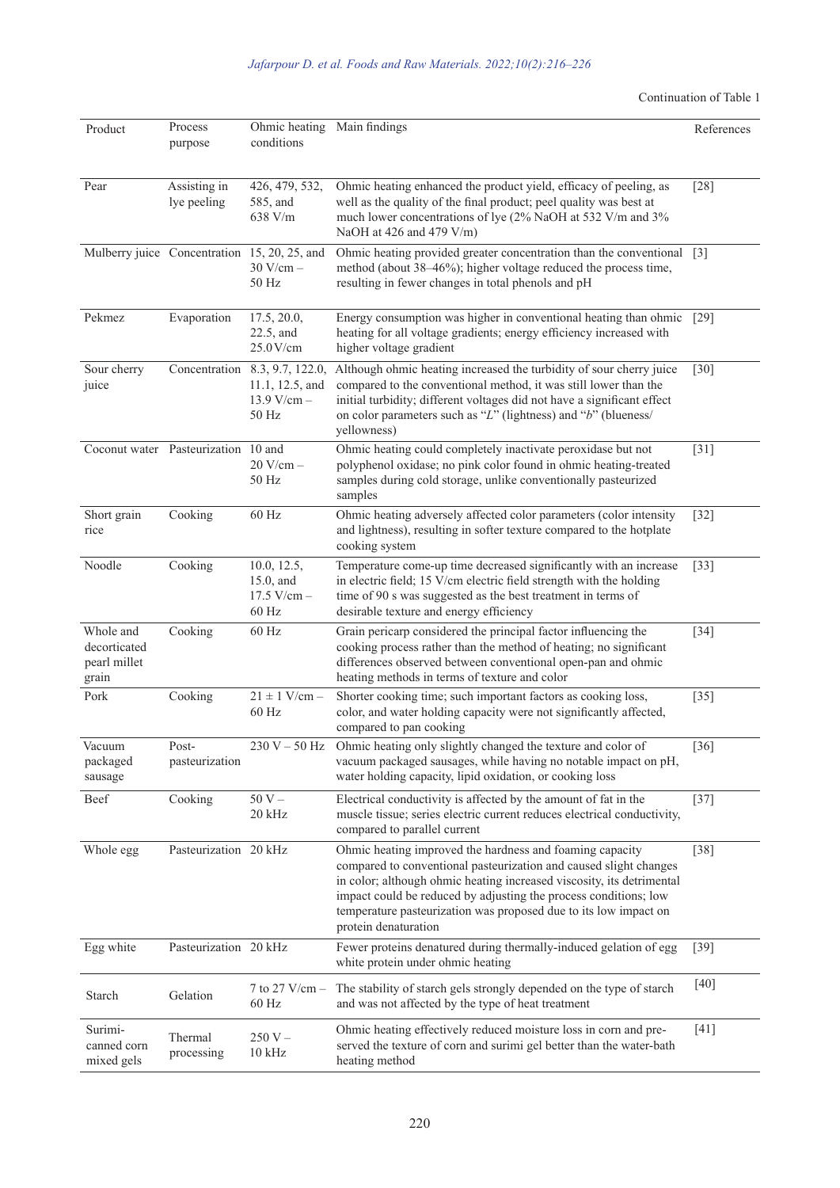Continuation of Table 1

| Product | Process purpose | Ohmic heating conditions | Main findings | References |
|---|---|---|---|---|
| Pear | Assisting in lye peeling | 426, 479, 532, 585, and 638 V/m | Ohmic heating enhanced the product yield, efficacy of peeling, as well as the quality of the final product; peel quality was best at much lower concentrations of lye (2% NaOH at 532 V/m and 3% NaOH at 426 and 479 V/m) | [28] |
| Mulberry juice | Concentration | 15, 20, 25, and 30 V/cm – 50 Hz | Ohmic heating provided greater concentration than the conventional method (about 38–46%); higher voltage reduced the process time, resulting in fewer changes in total phenols and pH | [3] |
| Pekmez | Evaporation | 17.5, 20.0, 22.5, and 25.0 V/cm | Energy consumption was higher in conventional heating than ohmic heating for all voltage gradients; energy efficiency increased with higher voltage gradient | [29] |
| Sour cherry juice | Concentration | 8.3, 9.7, 122.0, 11.1, 12.5, and 13.9 V/cm – 50 Hz | Although ohmic heating increased the turbidity of sour cherry juice compared to the conventional method, it was still lower than the initial turbidity; different voltages did not have a significant effect on color parameters such as "*L*" (lightness) and "*b*" (blueness/yellowness) | [30] |
| Coconut water | Pasteurization | 10 and 20 V/cm – 50 Hz | Ohmic heating could completely inactivate peroxidase but not polyphenol oxidase; no pink color found in ohmic heating-treated samples during cold storage, unlike conventionally pasteurized samples | [31] |
| Short grain rice | Cooking | 60 Hz | Ohmic heating adversely affected color parameters (color intensity and lightness), resulting in softer texture compared to the hotplate cooking system | [32] |
| Noodle | Cooking | 10.0, 12.5, 15.0, and 17.5 V/cm – 60 Hz | Temperature come-up time decreased significantly with an increase in electric field; 15 V/cm electric field strength with the holding time of 90 s was suggested as the best treatment in terms of desirable texture and energy efficiency | [33] |
| Whole and decorticated pearl millet grain | Cooking | 60 Hz | Grain pericarp considered the principal factor influencing the cooking process rather than the method of heating; no significant differences observed between conventional open-pan and ohmic heating methods in terms of texture and color | [34] |
| Pork | Cooking | 21 ± 1 V/cm – 60 Hz | Shorter cooking time; such important factors as cooking loss, color, and water holding capacity were not significantly affected, compared to pan cooking | [35] |
| Vacuum packaged sausage | Post-pasteurization | 230 V – 50 Hz | Ohmic heating only slightly changed the texture and color of vacuum packaged sausages, while having no notable impact on pH, water holding capacity, lipid oxidation, or cooking loss | [36] |
| Beef | Cooking | 50 V – 20 kHz | Electrical conductivity is affected by the amount of fat in the muscle tissue; series electric current reduces electrical conductivity, compared to parallel current | [37] |
| Whole egg | Pasteurization | 20 kHz | Ohmic heating improved the hardness and foaming capacity compared to conventional pasteurization and caused slight changes in color; although ohmic heating increased viscosity, its detrimental impact could be reduced by adjusting the process conditions; low temperature pasteurization was proposed due to its low impact on protein denaturation | [38] |
| Egg white | Pasteurization | 20 kHz | Fewer proteins denatured during thermally-induced gelation of egg white protein under ohmic heating | [39] |
| Starch | Gelation | 7 to 27 V/cm – 60 Hz | The stability of starch gels strongly depended on the type of starch and was not affected by the type of heat treatment | [40] |
| Surimi-canned corn mixed gels | Thermal processing | 250 V – 10 kHz | Ohmic heating effectively reduced moisture loss in corn and preserved the texture of corn and surimi gel better than the water-bath heating method | [41] |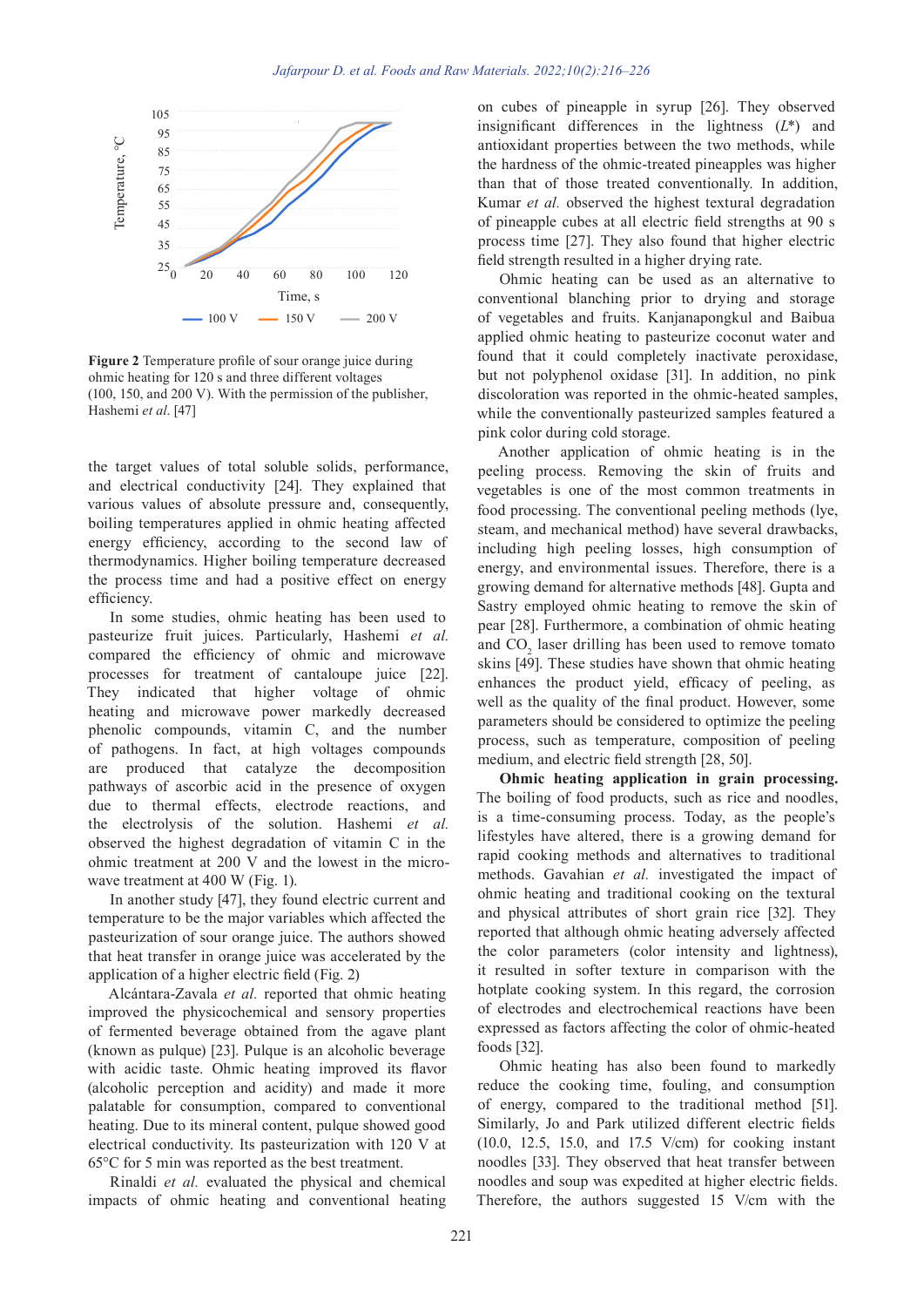**Figure 2** Temperature profile of sour orange juice during ohmic heating for 120 s and three different voltages (100, 150, and 200 V). With the permission of the publisher, Hashemi *et al.* [47]

the target values of total soluble solids, performance, and electrical conductivity [24]. They explained that various values of absolute pressure and, consequently, boiling temperatures applied in ohmic heating affected energy efficiency, according to the second law of thermodynamics. Higher boiling temperature decreased the process time and had a positive effect on energy efficiency.

In some studies, ohmic heating has been used to pasteurize fruit juices. Particularly, Hashemi *et al.* compared the efficiency of ohmic and microwave processes for treatment of cantaloupe juice [22]. They indicated that higher voltage of ohmic heating and microwave power markedly decreased phenolic compounds, vitamin C, and the number of pathogens. In fact, at high voltages compounds are produced that catalyze the decomposition pathways of ascorbic acid in the presence of oxygen due to thermal effects, electrode reactions, and the electrolysis of the solution. Hashemi *et al.* observed the highest degradation of vitamin C in the ohmic treatment at 200 V and the lowest in the microwave treatment at 400 W (Fig. 1).

In another study [47], they found electric current and temperature to be the major variables which affected the pasteurization of sour orange juice. The authors showed that heat transfer in orange juice was accelerated by the application of a higher electric field (Fig. 2)

Alcántara-Zavala *et al.* reported that ohmic heating improved the physicochemical and sensory properties of fermented beverage obtained from the agave plant (known as pulque) [23]. Pulque is an alcoholic beverage with acidic taste. Ohmic heating improved its flavor (alcoholic perception and acidity) and made it more palatable for consumption, compared to conventional heating. Due to its mineral content, pulque showed good electrical conductivity. Its pasteurization with 120 V at 65°C for 5 min was reported as the best treatment.

Rinaldi *et al.* evaluated the physical and chemical impacts of ohmic heating and conventional heating on cubes of pineapple in syrup [26]. They observed insignificant differences in the lightness ($L^*$) and antioxidant properties between the two methods, while the hardness of the ohmic-treated pineapples was higher than that of those treated conventionally. In addition, Kumar *et al.* observed the highest textural degradation of pineapple cubes at all electric field strengths at 90 s process time [27]. They also found that higher electric field strength resulted in a higher drying rate.

Ohmic heating can be used as an alternative to conventional blanching prior to drying and storage of vegetables and fruits. Kanjanapongkul and Baibua applied ohmic heating to pasteurize coconut water and found that it could completely inactivate peroxidase, but not polyphenol oxidase [31]. In addition, no pink discoloration was reported in the ohmic-heated samples, while the conventionally pasteurized samples featured a pink color during cold storage.

Another application of ohmic heating is in the peeling process. Removing the skin of fruits and vegetables is one of the most common treatments in food processing. The conventional peeling methods (lye, steam, and mechanical method) have several drawbacks, including high peeling losses, high consumption of energy, and environmental issues. Therefore, there is a growing demand for alternative methods [48]. Gupta and Sastry employed ohmic heating to remove the skin of pear [28]. Furthermore, a combination of ohmic heating and $CO_2$ laser drilling has been used to remove tomato skins [49]. These studies have shown that ohmic heating enhances the product yield, efficacy of peeling, as well as the quality of the final product. However, some parameters should be considered to optimize the peeling process, such as temperature, composition of peeling medium, and electric field strength [28, 50].

**Ohmic heating application in grain processing.** The boiling of food products, such as rice and noodles, is a time-consuming process. Today, as the people's lifestyles have altered, there is a growing demand for rapid cooking methods and alternatives to traditional methods. Gavahian *et al.* investigated the impact of ohmic heating and traditional cooking on the textural and physical attributes of short grain rice [32]. They reported that although ohmic heating adversely affected the color parameters (color intensity and lightness), it resulted in softer texture in comparison with the hotplate cooking system. In this regard, the corrosion of electrodes and electrochemical reactions have been expressed as factors affecting the color of ohmic-heated foods [32].

Ohmic heating has also been found to markedly reduce the cooking time, fouling, and consumption of energy, compared to the traditional method [51]. Similarly, Jo and Park utilized different electric fields (10.0, 12.5, 15.0, and 17.5 V/cm) for cooking instant noodles [33]. They observed that heat transfer between noodles and soup was expedited at higher electric fields. Therefore, the authors suggested 15 V/cm with the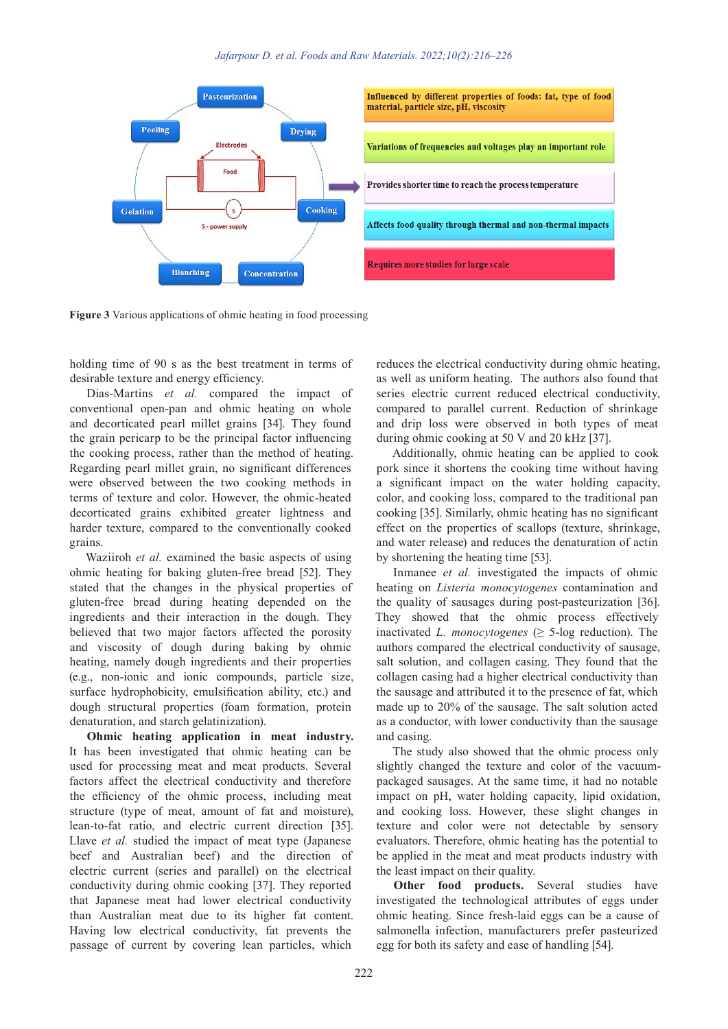Figure 3 Various applications of ohmic heating in food processing

holding time of 90 s as the best treatment in terms of desirable texture and energy efficiency.

Dias-Martins *et al.* compared the impact of conventional open-pan and ohmic heating on whole and decorticated pearl millet grains [34]. They found the grain pericarp to be the principal factor influencing the cooking process, rather than the method of heating. Regarding pearl millet grain, no significant differences were observed between the two cooking methods in terms of texture and color. However, the ohmic-heated decorticated grains exhibited greater lightness and harder texture, compared to the conventionally cooked grains.

Waziiroh *et al.* examined the basic aspects of using ohmic heating for baking gluten-free bread [52]. They stated that the changes in the physical properties of gluten-free bread during heating depended on the ingredients and their interaction in the dough. They believed that two major factors affected the porosity and viscosity of dough during baking by ohmic heating, namely dough ingredients and their properties (e.g., non-ionic and ionic compounds, particle size, surface hydrophobicity, emulsification ability, etc.) and dough structural properties (foam formation, protein denaturation, and starch gelatinization).

**Ohmic heating application in meat industry.** It has been investigated that ohmic heating can be used for processing meat and meat products. Several factors affect the electrical conductivity and therefore the efficiency of the ohmic process, including meat structure (type of meat, amount of fat and moisture), lean-to-fat ratio, and electric current direction [35]. Llave *et al.* studied the impact of meat type (Japanese beef and Australian beef) and the direction of electric current (series and parallel) on the electrical conductivity during ohmic cooking [37]. They reported that Japanese meat had lower electrical conductivity than Australian meat due to its higher fat content. Having low electrical conductivity, fat prevents the passage of current by covering lean particles, which reduces the electrical conductivity during ohmic heating, as well as uniform heating. The authors also found that series electric current reduced electrical conductivity, compared to parallel current. Reduction of shrinkage and drip loss were observed in both types of meat during ohmic cooking at 50 V and 20 kHz [37].

Additionally, ohmic heating can be applied to cook pork since it shortens the cooking time without having a significant impact on the water holding capacity, color, and cooking loss, compared to the traditional pan cooking [35]. Similarly, ohmic heating has no significant effect on the properties of scallops (texture, shrinkage, and water release) and reduces the denaturation of actin by shortening the heating time [53].

Inmanee *et al.* investigated the impacts of ohmic heating on *Listeria monocytogenes* contamination and the quality of sausages during post-pasteurization [36]. They showed that the ohmic process effectively inactivated *L. monocytogenes* (≥ 5-log reduction). The authors compared the electrical conductivity of sausage, salt solution, and collagen casing. They found that the collagen casing had a higher electrical conductivity than the sausage and attributed it to the presence of fat, which made up to 20% of the sausage. The salt solution acted as a conductor, with lower conductivity than the sausage and casing.

The study also showed that the ohmic process only slightly changed the texture and color of the vacuum-packaged sausages. At the same time, it had no notable impact on pH, water holding capacity, lipid oxidation, and cooking loss. However, these slight changes in texture and color were not detectable by sensory evaluators. Therefore, ohmic heating has the potential to be applied in the meat and meat products industry with the least impact on their quality.

**Other food products.** Several studies have investigated the technological attributes of eggs under ohmic heating. Since fresh-laid eggs can be a cause of salmonella infection, manufacturers prefer pasteurized egg for both its safety and ease of handling [54].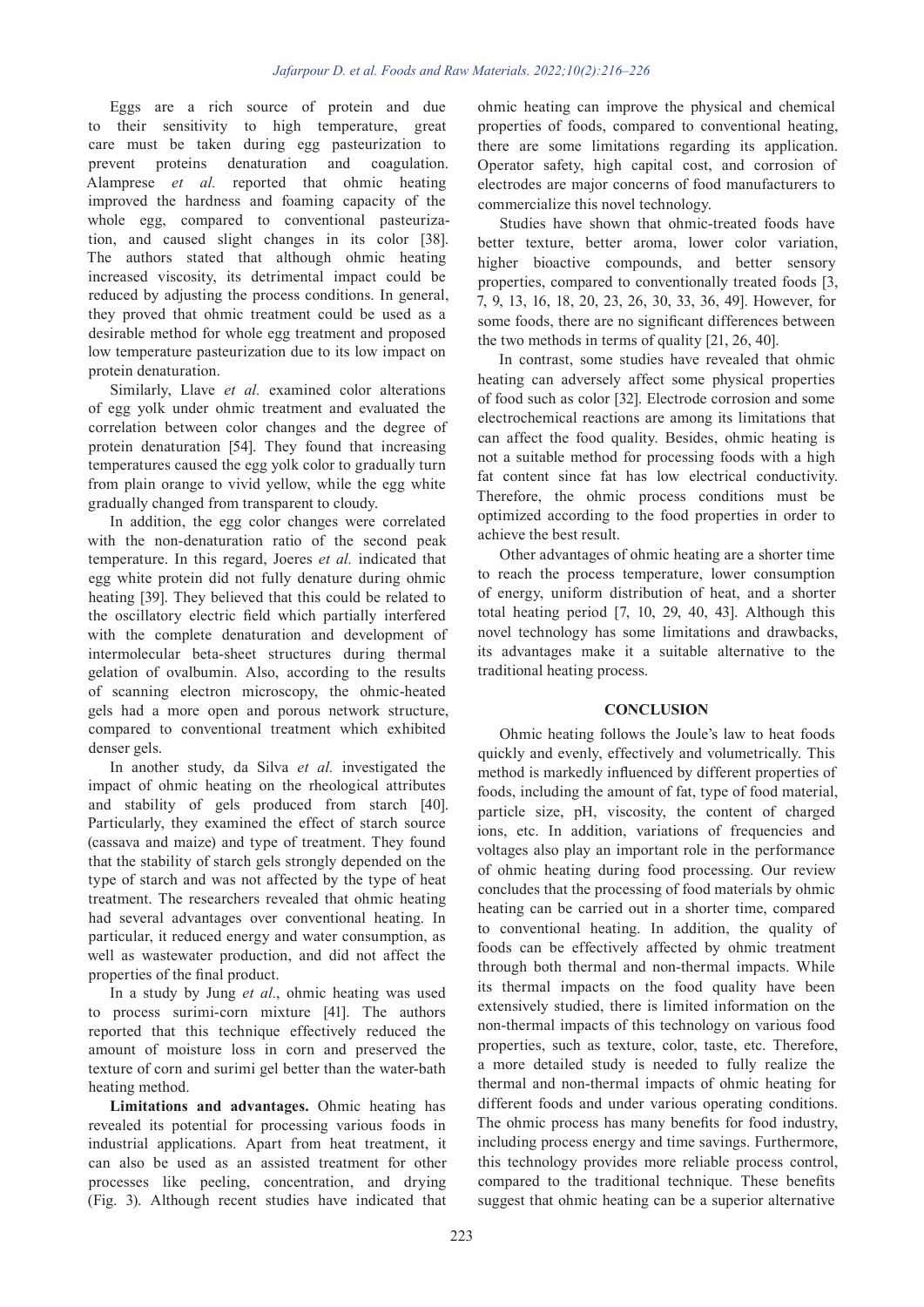Eggs are a rich source of protein and due to their sensitivity to high temperature, great care must be taken during egg pasteurization to prevent proteins denaturation and coagulation. Alamprese *et al.* reported that ohmic heating improved the hardness and foaming capacity of the whole egg, compared to conventional pasteurization, and caused slight changes in its color [38]. The authors stated that although ohmic heating increased viscosity, its detrimental impact could be reduced by adjusting the process conditions. In general, they proved that ohmic treatment could be used as a desirable method for whole egg treatment and proposed low temperature pasteurization due to its low impact on protein denaturation.

Similarly, Llave *et al.* examined color alterations of egg yolk under ohmic treatment and evaluated the correlation between color changes and the degree of protein denaturation [54]. They found that increasing temperatures caused the egg yolk color to gradually turn from plain orange to vivid yellow, while the egg white gradually changed from transparent to cloudy.

In addition, the egg color changes were correlated with the non-denaturation ratio of the second peak temperature. In this regard, Joeres *et al.* indicated that egg white protein did not fully denature during ohmic heating [39]. They believed that this could be related to the oscillatory electric field which partially interfered with the complete denaturation and development of intermolecular beta-sheet structures during thermal gelation of ovalbumin. Also, according to the results of scanning electron microscopy, the ohmic-heated gels had a more open and porous network structure, compared to conventional treatment which exhibited denser gels.

In another study, da Silva *et al.* investigated the impact of ohmic heating on the rheological attributes and stability of gels produced from starch [40]. Particularly, they examined the effect of starch source (cassava and maize) and type of treatment. They found that the stability of starch gels strongly depended on the type of starch and was not affected by the type of heat treatment. The researchers revealed that ohmic heating had several advantages over conventional heating. In particular, it reduced energy and water consumption, as well as wastewater production, and did not affect the properties of the final product.

In a study by Jung *et al*., ohmic heating was used to process surimi-corn mixture [41]. The authors reported that this technique effectively reduced the amount of moisture loss in corn and preserved the texture of corn and surimi gel better than the water-bath heating method.

**Limitations and advantages.** Ohmic heating has revealed its potential for processing various foods in industrial applications. Apart from heat treatment, it can also be used as an assisted treatment for other processes like peeling, concentration, and drying (Fig. 3). Although recent studies have indicated that ohmic heating can improve the physical and chemical properties of foods, compared to conventional heating, there are some limitations regarding its application. Operator safety, high capital cost, and corrosion of electrodes are major concerns of food manufacturers to commercialize this novel technology.

Studies have shown that ohmic-treated foods have better texture, better aroma, lower color variation, higher bioactive compounds, and better sensory properties, compared to conventionally treated foods [3, 7, 9, 13, 16, 18, 20, 23, 26, 30, 33, 36, 49]. However, for some foods, there are no significant differences between the two methods in terms of quality [21, 26, 40].

In contrast, some studies have revealed that ohmic heating can adversely affect some physical properties of food such as color [32]. Electrode corrosion and some electrochemical reactions are among its limitations that can affect the food quality. Besides, ohmic heating is not a suitable method for processing foods with a high fat content since fat has low electrical conductivity. Therefore, the ohmic process conditions must be optimized according to the food properties in order to achieve the best result.

Other advantages of ohmic heating are a shorter time to reach the process temperature, lower consumption of energy, uniform distribution of heat, and a shorter total heating period [7, 10, 29, 40, 43]. Although this novel technology has some limitations and drawbacks, its advantages make it a suitable alternative to the traditional heating process.

## CONCLUSION

Ohmic heating follows the Joule's law to heat foods quickly and evenly, effectively and volumetrically. This method is markedly influenced by different properties of foods, including the amount of fat, type of food material, particle size, pH, viscosity, the content of charged ions, etc. In addition, variations of frequencies and voltages also play an important role in the performance of ohmic heating during food processing. Our review concludes that the processing of food materials by ohmic heating can be carried out in a shorter time, compared to conventional heating. In addition, the quality of foods can be effectively affected by ohmic treatment through both thermal and non-thermal impacts. While its thermal impacts on the food quality have been extensively studied, there is limited information on the non-thermal impacts of this technology on various food properties, such as texture, color, taste, etc. Therefore, a more detailed study is needed to fully realize the thermal and non-thermal impacts of ohmic heating for different foods and under various operating conditions. The ohmic process has many benefits for food industry, including process energy and time savings. Furthermore, this technology provides more reliable process control, compared to the traditional technique. These benefits suggest that ohmic heating can be a superior alternative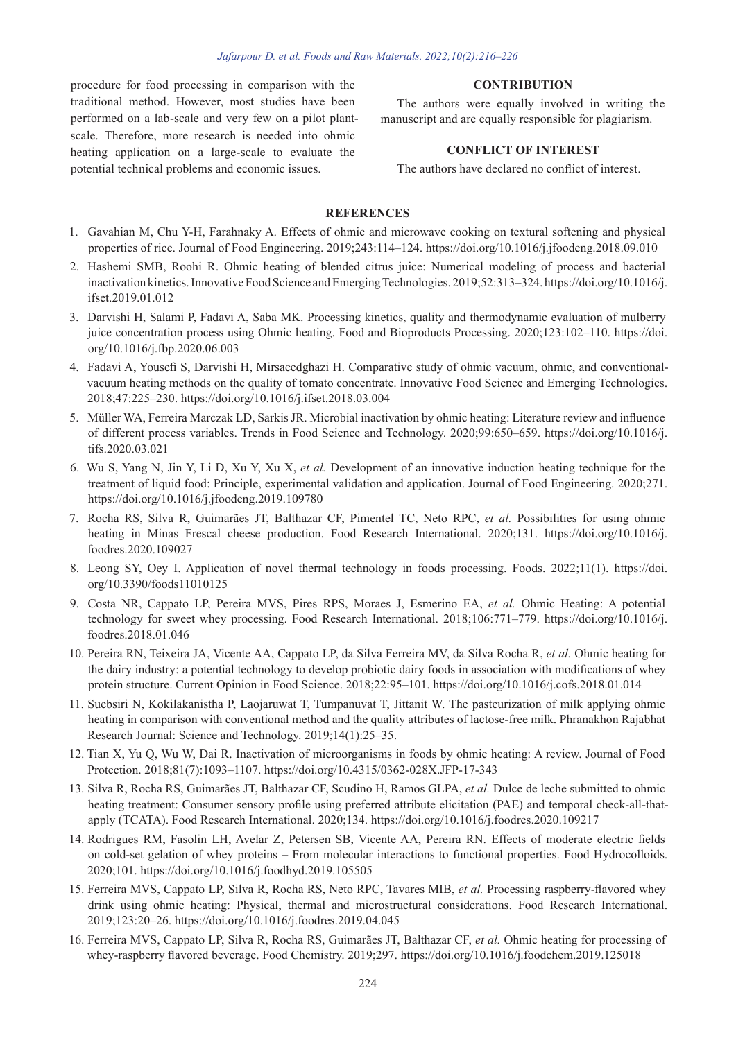procedure for food processing in comparison with the traditional method. However, most studies have been performed on a lab-scale and very few on a pilot plant-scale. Therefore, more research is needed into ohmic heating application on a large-scale to evaluate the potential technical problems and economic issues.

## CONTRIBUTION

The authors were equally involved in writing the manuscript and are equally responsible for plagiarism.

## CONFLICT OF INTEREST

The authors have declared no conflict of interest.

## REFERENCES

1. Gavahian M, Chu Y-H, Farahnaky A. Effects of ohmic and microwave cooking on textural softening and physical properties of rice. Journal of Food Engineering. 2019;243:114–124. https://doi.org/10.1016/j.jfoodeng.2018.09.010
2. Hashemi SMB, Roohi R. Ohmic heating of blended citrus juice: Numerical modeling of process and bacterial inactivation kinetics. Innovative Food Science and Emerging Technologies. 2019;52:313–324. https://doi.org/10.1016/j.ifset.2019.01.012
3. Darvishi H, Salami P, Fadavi A, Saba MK. Processing kinetics, quality and thermodynamic evaluation of mulberry juice concentration process using Ohmic heating. Food and Bioproducts Processing. 2020;123:102–110. https://doi.org/10.1016/j.fbp.2020.06.003
4. Fadavi A, Yousefi S, Darvishi H, Mirsaeedghazi H. Comparative study of ohmic vacuum, ohmic, and conventional-vacuum heating methods on the quality of tomato concentrate. Innovative Food Science and Emerging Technologies. 2018;47:225–230. https://doi.org/10.1016/j.ifset.2018.03.004
5. Müller WA, Ferreira Marczak LD, Sarkis JR. Microbial inactivation by ohmic heating: Literature review and influence of different process variables. Trends in Food Science and Technology. 2020;99:650–659. https://doi.org/10.1016/j.tifs.2020.03.021
6. Wu S, Yang N, Jin Y, Li D, Xu Y, Xu X, *et al.* Development of an innovative induction heating technique for the treatment of liquid food: Principle, experimental validation and application. Journal of Food Engineering. 2020;271. https://doi.org/10.1016/j.jfoodeng.2019.109780
7. Rocha RS, Silva R, Guimarães JT, Balthazar CF, Pimentel TC, Neto RPC, *et al.* Possibilities for using ohmic heating in Minas Frescal cheese production. Food Research International. 2020;131. https://doi.org/10.1016/j.foodres.2020.109027
8. Leong SY, Oey I. Application of novel thermal technology in foods processing. Foods. 2022;11(1). https://doi.org/10.3390/foods11010125
9. Costa NR, Cappato LP, Pereira MVS, Pires RPS, Moraes J, Esmerino EA, *et al.* Ohmic Heating: A potential technology for sweet whey processing. Food Research International. 2018;106:771–779. https://doi.org/10.1016/j.foodres.2018.01.046
10. Pereira RN, Teixeira JA, Vicente AA, Cappato LP, da Silva Ferreira MV, da Silva Rocha R, *et al.* Ohmic heating for the dairy industry: a potential technology to develop probiotic dairy foods in association with modifications of whey protein structure. Current Opinion in Food Science. 2018;22:95–101. https://doi.org/10.1016/j.cofs.2018.01.014
11. Suebsiri N, Kokilakanistha P, Laojaruwat T, Tumpanuvat T, Jittanit W. The pasteurization of milk applying ohmic heating in comparison with conventional method and the quality attributes of lactose-free milk. Phranakhon Rajabhat Research Journal: Science and Technology. 2019;14(1):25–35.
12. Tian X, Yu Q, Wu W, Dai R. Inactivation of microorganisms in foods by ohmic heating: A review. Journal of Food Protection. 2018;81(7):1093–1107. https://doi.org/10.4315/0362-028X.JFP-17-343
13. Silva R, Rocha RS, Guimarães JT, Balthazar CF, Scudino H, Ramos GLPA, *et al.* Dulce de leche submitted to ohmic heating treatment: Consumer sensory profile using preferred attribute elicitation (PAE) and temporal check-all-that-apply (TCATA). Food Research International. 2020;134. https://doi.org/10.1016/j.foodres.2020.109217
14. Rodrigues RM, Fasolin LH, Avelar Z, Petersen SB, Vicente AA, Pereira RN. Effects of moderate electric fields on cold-set gelation of whey proteins – From molecular interactions to functional properties. Food Hydrocolloids. 2020;101. https://doi.org/10.1016/j.foodhyd.2019.105505
15. Ferreira MVS, Cappato LP, Silva R, Rocha RS, Neto RPC, Tavares MIB, *et al.* Processing raspberry-flavored whey drink using ohmic heating: Physical, thermal and microstructural considerations. Food Research International. 2019;123:20–26. https://doi.org/10.1016/j.foodres.2019.04.045
16. Ferreira MVS, Cappato LP, Silva R, Rocha RS, Guimarães JT, Balthazar CF, *et al.* Ohmic heating for processing of whey-raspberry flavored beverage. Food Chemistry. 2019;297. https://doi.org/10.1016/j.foodchem.2019.125018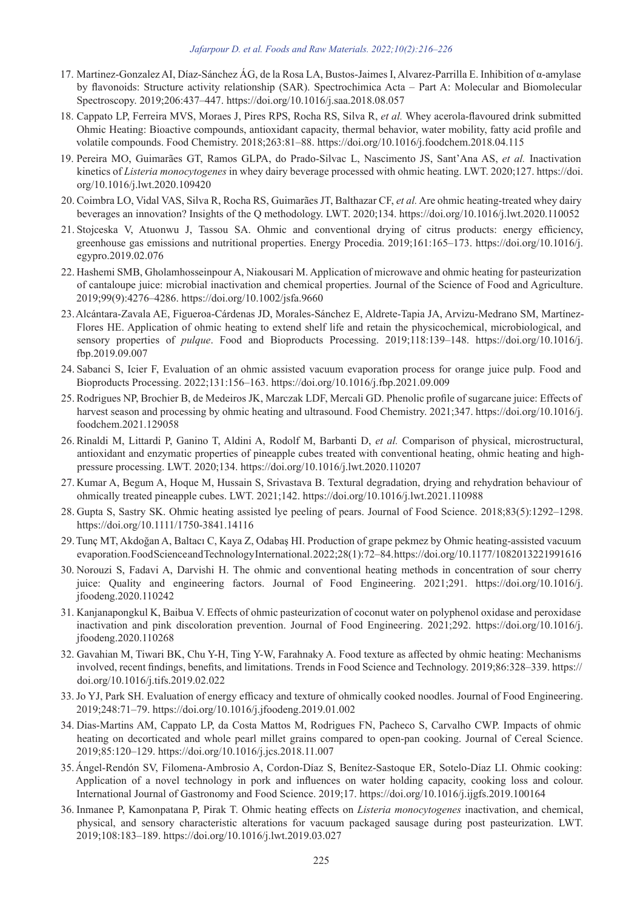17. Martinez-Gonzalez AI, Díaz-Sánchez ÁG, de la Rosa LA, Bustos-Jaimes I, Alvarez-Parrilla E. Inhibition of α-amylase by flavonoids: Structure activity relationship (SAR). Spectrochimica Acta – Part A: Molecular and Biomolecular Spectroscopy. 2019;206:437–447. https://doi.org/10.1016/j.saa.2018.08.057
18. Cappato LP, Ferreira MVS, Moraes J, Pires RPS, Rocha RS, Silva R, *et al.* Whey acerola-flavoured drink submitted Ohmic Heating: Bioactive compounds, antioxidant capacity, thermal behavior, water mobility, fatty acid profile and volatile compounds. Food Chemistry. 2018;263:81–88. https://doi.org/10.1016/j.foodchem.2018.04.115
19. Pereira MO, Guimarães GT, Ramos GLPA, do Prado-Silvac L, Nascimento JS, Sant'Ana AS, *et al.* Inactivation kinetics of *Listeria monocytogenes* in whey dairy beverage processed with ohmic heating. LWT. 2020;127. https://doi.org/10.1016/j.lwt.2020.109420
20. Coimbra LO, Vidal VAS, Silva R, Rocha RS, Guimarães JT, Balthazar CF, *et al.* Are ohmic heating-treated whey dairy beverages an innovation? Insights of the Q methodology. LWT. 2020;134. https://doi.org/10.1016/j.lwt.2020.110052
21. Stojceska V, Atuonwu J, Tassou SA. Ohmic and conventional drying of citrus products: energy efficiency, greenhouse gas emissions and nutritional properties. Energy Procedia. 2019;161:165–173. https://doi.org/10.1016/j.egypro.2019.02.076
22. Hashemi SMB, Gholamhosseinpour A, Niakousari M. Application of microwave and ohmic heating for pasteurization of cantaloupe juice: microbial inactivation and chemical properties. Journal of the Science of Food and Agriculture. 2019;99(9):4276–4286. https://doi.org/10.1002/jsfa.9660
23. Alcántara-Zavala AE, Figueroa-Cárdenas JD, Morales-Sánchez E, Aldrete-Tapia JA, Arvizu-Medrano SM, Martínez-Flores HE. Application of ohmic heating to extend shelf life and retain the physicochemical, microbiological, and sensory properties of *pulque*. Food and Bioproducts Processing. 2019;118:139–148. https://doi.org/10.1016/j.fbp.2019.09.007
24. Sabanci S, Icier F, Evaluation of an ohmic assisted vacuum evaporation process for orange juice pulp. Food and Bioproducts Processing. 2022;131:156–163. https://doi.org/10.1016/j.fbp.2021.09.009
25. Rodrigues NP, Brochier B, de Medeiros JK, Marczak LDF, Mercali GD. Phenolic profile of sugarcane juice: Effects of harvest season and processing by ohmic heating and ultrasound. Food Chemistry. 2021;347. https://doi.org/10.1016/j.foodchem.2021.129058
26. Rinaldi M, Littardi P, Ganino T, Aldini A, Rodolf M, Barbanti D, *et al.* Comparison of physical, microstructural, antioxidant and enzymatic properties of pineapple cubes treated with conventional heating, ohmic heating and high-pressure processing. LWT. 2020;134. https://doi.org/10.1016/j.lwt.2020.110207
27. Kumar A, Begum A, Hoque M, Hussain S, Srivastava B. Textural degradation, drying and rehydration behaviour of ohmically treated pineapple cubes. LWT. 2021;142. https://doi.org/10.1016/j.lwt.2021.110988
28. Gupta S, Sastry SK. Ohmic heating assisted lye peeling of pears. Journal of Food Science. 2018;83(5):1292–1298. https://doi.org/10.1111/1750-3841.14116
29. Tunç MT, Akdoğan A, Baltacı C, Kaya Z, Odabaş HI. Production of grape pekmez by Ohmic heating-assisted vacuum evaporation. Food Science and Technology International. 2022;28(1):72–84. https://doi.org/10.1177/1082013221991616
30. Norouzi S, Fadavi A, Darvishi H. The ohmic and conventional heating methods in concentration of sour cherry juice: Quality and engineering factors. Journal of Food Engineering. 2021;291. https://doi.org/10.1016/j.jfoodeng.2020.110242
31. Kanjanapongkul K, Baibua V. Effects of ohmic pasteurization of coconut water on polyphenol oxidase and peroxidase inactivation and pink discoloration prevention. Journal of Food Engineering. 2021;292. https://doi.org/10.1016/j.jfoodeng.2020.110268
32. Gavahian M, Tiwari BK, Chu Y-H, Ting Y-W, Farahnaky A. Food texture as affected by ohmic heating: Mechanisms involved, recent findings, benefits, and limitations. Trends in Food Science and Technology. 2019;86:328–339. https://doi.org/10.1016/j.tifs.2019.02.022
33. Jo YJ, Park SH. Evaluation of energy efficacy and texture of ohmically cooked noodles. Journal of Food Engineering. 2019;248:71–79. https://doi.org/10.1016/j.jfoodeng.2019.01.002
34. Dias-Martins AM, Cappato LP, da Costa Mattos M, Rodrigues FN, Pacheco S, Carvalho CWP. Impacts of ohmic heating on decorticated and whole pearl millet grains compared to open-pan cooking. Journal of Cereal Science. 2019;85:120–129. https://doi.org/10.1016/j.jcs.2018.11.007
35. Ángel-Rendón SV, Filomena-Ambrosio A, Cordon-Díaz S, Benítez-Sastoque ER, Sotelo-Díaz LI. Ohmic cooking: Application of a novel technology in pork and influences on water holding capacity, cooking loss and colour. International Journal of Gastronomy and Food Science. 2019;17. https://doi.org/10.1016/j.ijgfs.2019.100164
36. Inmanee P, Kamonpatana P, Pirak T. Ohmic heating effects on *Listeria monocytogenes* inactivation, and chemical, physical, and sensory characteristic alterations for vacuum packaged sausage during post pasteurization. LWT. 2019;108:183–189. https://doi.org/10.1016/j.lwt.2019.03.027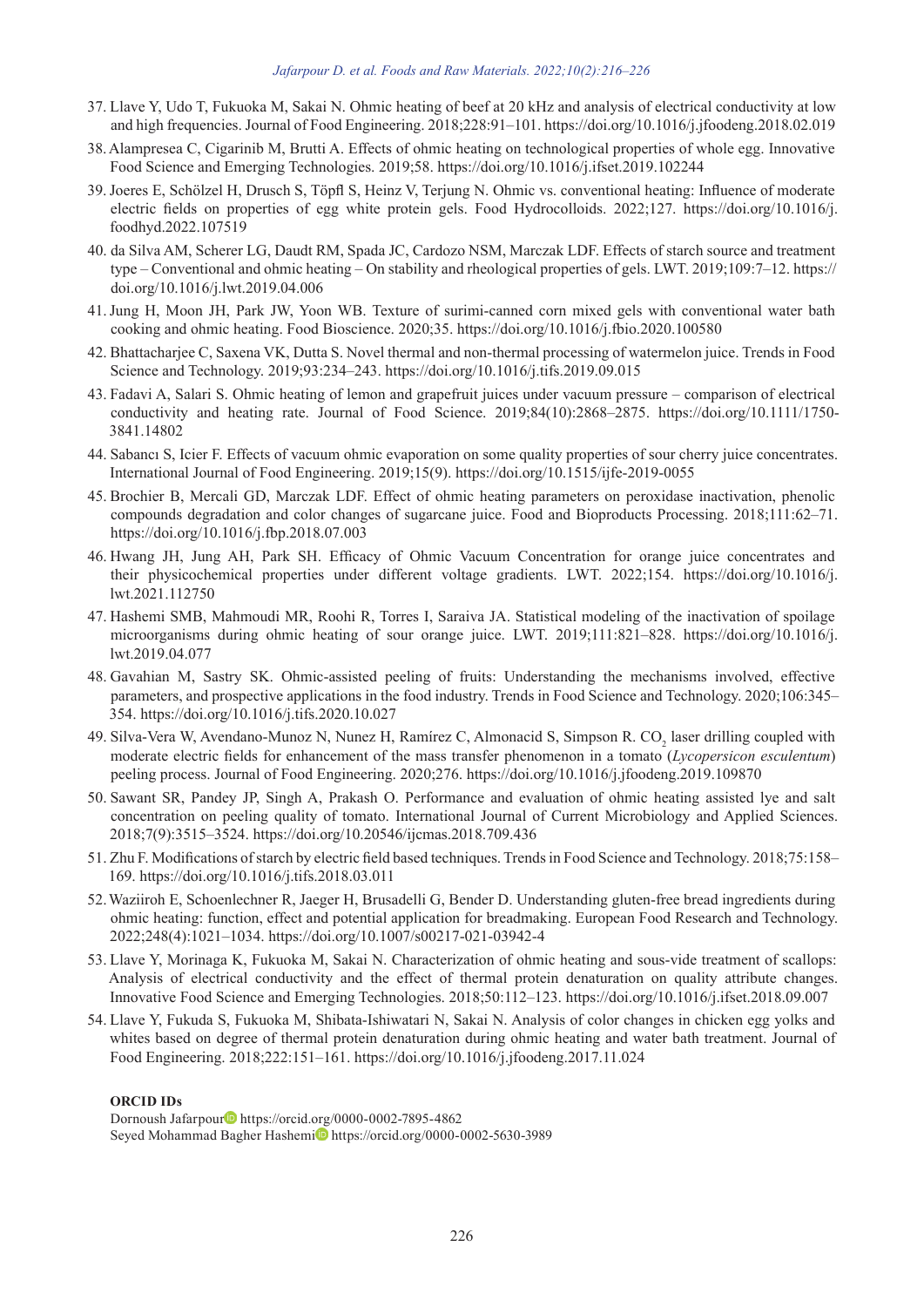37. Llave Y, Udo T, Fukuoka M, Sakai N. Ohmic heating of beef at 20 kHz and analysis of electrical conductivity at low and high frequencies. Journal of Food Engineering. 2018;228:91–101. https://doi.org/10.1016/j.jfoodeng.2018.02.019
38. Alampresea C, Cigarinib M, Brutti A. Effects of ohmic heating on technological properties of whole egg. Innovative Food Science and Emerging Technologies. 2019;58. https://doi.org/10.1016/j.ifset.2019.102244
39. Joeres E, Schölzel H, Drusch S, Töpfl S, Heinz V, Terjung N. Ohmic vs. conventional heating: Influence of moderate electric fields on properties of egg white protein gels. Food Hydrocolloids. 2022;127. https://doi.org/10.1016/j.foodhyd.2022.107519
40. da Silva AM, Scherer LG, Daudt RM, Spada JC, Cardozo NSM, Marczak LDF. Effects of starch source and treatment type – Conventional and ohmic heating – On stability and rheological properties of gels. LWT. 2019;109:7–12. https://doi.org/10.1016/j.lwt.2019.04.006
41. Jung H, Moon JH, Park JW, Yoon WB. Texture of surimi-canned corn mixed gels with conventional water bath cooking and ohmic heating. Food Bioscience. 2020;35. https://doi.org/10.1016/j.fbio.2020.100580
42. Bhattacharjee C, Saxena VK, Dutta S. Novel thermal and non-thermal processing of watermelon juice. Trends in Food Science and Technology. 2019;93:234–243. https://doi.org/10.1016/j.tifs.2019.09.015
43. Fadavi A, Salari S. Ohmic heating of lemon and grapefruit juices under vacuum pressure – comparison of electrical conductivity and heating rate. Journal of Food Science. 2019;84(10):2868–2875. https://doi.org/10.1111/1750-3841.14802
44. Sabancı S, Icier F. Effects of vacuum ohmic evaporation on some quality properties of sour cherry juice concentrates. International Journal of Food Engineering. 2019;15(9). https://doi.org/10.1515/ijfe-2019-0055
45. Brochier B, Mercali GD, Marczak LDF. Effect of ohmic heating parameters on peroxidase inactivation, phenolic compounds degradation and color changes of sugarcane juice. Food and Bioproducts Processing. 2018;111:62–71. https://doi.org/10.1016/j.fbp.2018.07.003
46. Hwang JH, Jung AH, Park SH. Efficacy of Ohmic Vacuum Concentration for orange juice concentrates and their physicochemical properties under different voltage gradients. LWT. 2022;154. https://doi.org/10.1016/j.lwt.2021.112750
47. Hashemi SMB, Mahmoudi MR, Roohi R, Torres I, Saraiva JA. Statistical modeling of the inactivation of spoilage microorganisms during ohmic heating of sour orange juice. LWT. 2019;111:821–828. https://doi.org/10.1016/j.lwt.2019.04.077
48. Gavahian M, Sastry SK. Ohmic-assisted peeling of fruits: Understanding the mechanisms involved, effective parameters, and prospective applications in the food industry. Trends in Food Science and Technology. 2020;106:345–354. https://doi.org/10.1016/j.tifs.2020.10.027
49. Silva-Vera W, Avendano-Munoz N, Nunez H, Ramírez C, Almonacid S, Simpson R. $CO_2$ laser drilling coupled with moderate electric fields for enhancement of the mass transfer phenomenon in a tomato (*Lycopersicon esculentum*) peeling process. Journal of Food Engineering. 2020;276. https://doi.org/10.1016/j.jfoodeng.2019.109870
50. Sawant SR, Pandey JP, Singh A, Prakash O. Performance and evaluation of ohmic heating assisted lye and salt concentration on peeling quality of tomato. International Journal of Current Microbiology and Applied Sciences. 2018;7(9):3515–3524. https://doi.org/10.20546/ijcmas.2018.709.436
51. Zhu F. Modifications of starch by electric field based techniques. Trends in Food Science and Technology. 2018;75:158–169. https://doi.org/10.1016/j.tifs.2018.03.011
52. Waziiroh E, Schoenlechner R, Jaeger H, Brusadelli G, Bender D. Understanding gluten-free bread ingredients during ohmic heating: function, effect and potential application for breadmaking. European Food Research and Technology. 2022;248(4):1021–1034. https://doi.org/10.1007/s00217-021-03942-4
53. Llave Y, Morinaga K, Fukuoka M, Sakai N. Characterization of ohmic heating and sous-vide treatment of scallops: Analysis of electrical conductivity and the effect of thermal protein denaturation on quality attribute changes. Innovative Food Science and Emerging Technologies. 2018;50:112–123. https://doi.org/10.1016/j.ifset.2018.09.007
54. Llave Y, Fukuda S, Fukuoka M, Shibata-Ishiwatari N, Sakai N. Analysis of color changes in chicken egg yolks and whites based on degree of thermal protein denaturation during ohmic heating and water bath treatment. Journal of Food Engineering. 2018;222:151–161. https://doi.org/10.1016/j.jfoodeng.2017.11.024

**ORCID IDs**

Dornoush Jafarpour https://orcid.org/0000-0002-7895-4862
Seyed Mohammad Bagher Hashemi https://orcid.org/0000-0002-5630-3989